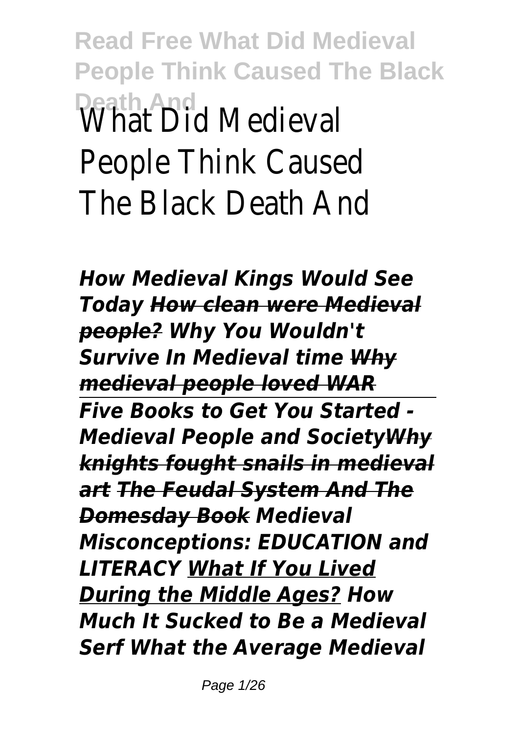# What Did Medieval People Think Caused The Black Death And

***How Medieval Kings Would See Today*** ~~***How clean were Medieval people?***~~ ***Why You Wouldn't Survive In Medieval time*** ~~***Why medieval people loved WAR***~~

***Five Books to Get You Started - Medieval People and Society*** ~~***Why knights fought snails in medieval art***~~ ~~***The Feudal System And The Domesday Book***~~ ***Medieval Misconceptions: EDUCATION and LITERACY*** ***What If You Lived During the Middle Ages?*** ***How Much It Sucked to Be a Medieval Serf*** ***What the Average Medieval***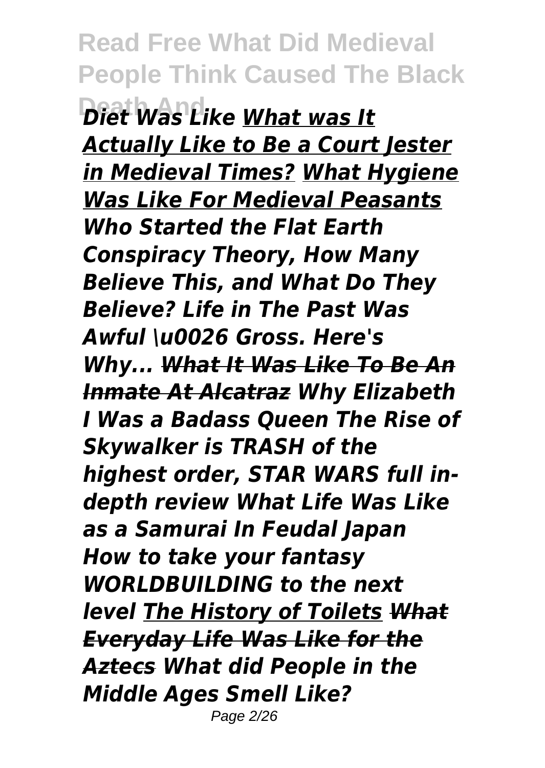***Diet Was Like*** ***<u>What was It Actually Like to Be a Court Jester in Medieval Times?</u>*** ***<u>What Hygiene Was Like For Medieval Peasants</u>*** ***Who Started the Flat Earth Conspiracy Theory, How Many Believe This, and What Do They Believe? Life in The Past Was Awful \u0026 Gross. Here's Why...*** ***~~What It Was Like To Be An Inmate At Alcatraz~~*** ***Why Elizabeth I Was a Badass Queen The Rise of Skywalker is TRASH of the highest order, STAR WARS full in-depth review What Life Was Like as a Samurai In Feudal Japan How to take your fantasy WORLDBUILDING to the next level*** ***<u>The History of Toilets</u>*** ***~~What Everyday Life Was Like for the Aztecs~~*** ***What did People in the Middle Ages Smell Like?***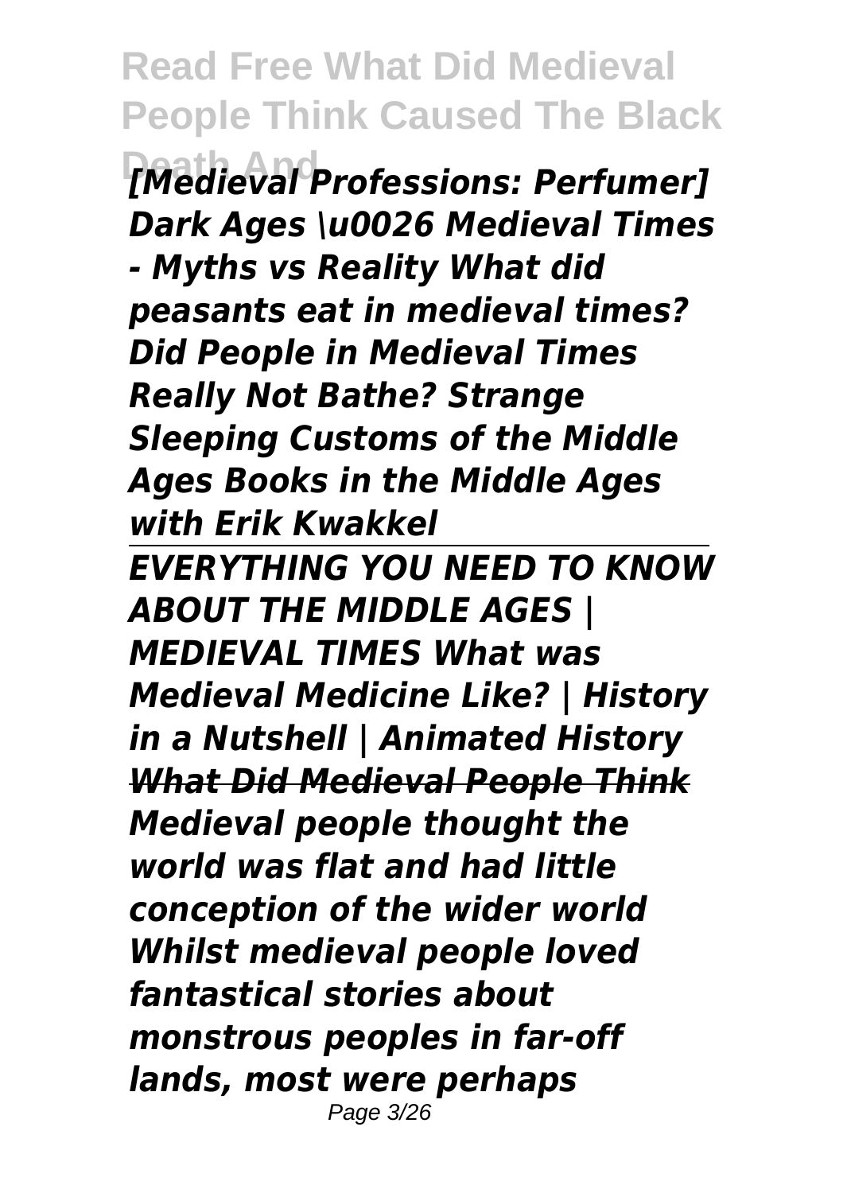*[Medieval Professions: Perfumer] Dark Ages \u0026 Medieval Times - Myths vs Reality What did peasants eat in medieval times? Did People in Medieval Times Really Not Bathe? Strange Sleeping Customs of the Middle Ages Books in the Middle Ages with Erik Kwakkel*

---

***EVERYTHING YOU NEED TO KNOW ABOUT THE MIDDLE AGES | MEDIEVAL TIMES What was Medieval Medicine Like? | History in a Nutshell | Animated History***

***What Did Medieval People Think***

***Medieval people thought the world was flat and had little conception of the wider world Whilst medieval people loved fantastical stories about monstrous peoples in far-off lands, most were perhaps***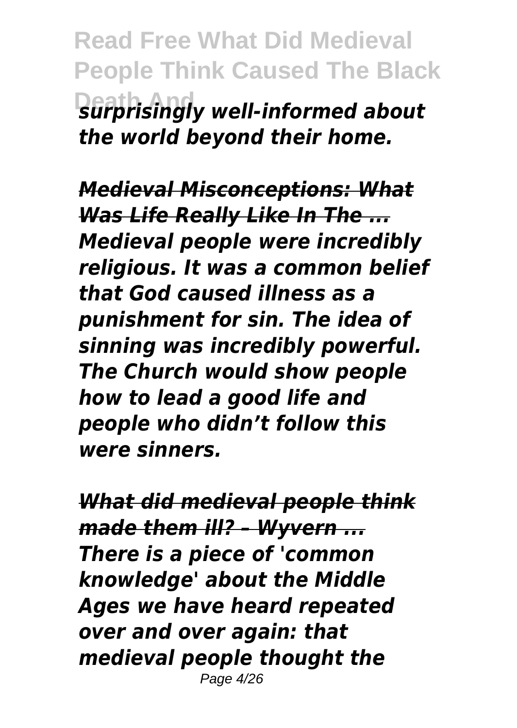*surprisingly well-informed about the world beyond their home.*

***Medieval Misconceptions: What Was Life Really Like In The ...***

***Medieval people were incredibly religious. It was a common belief that God caused illness as a punishment for sin. The idea of sinning was incredibly powerful. The Church would show people how to lead a good life and people who didn't follow this were sinners.***

***What did medieval people think made them ill? – Wyvern ...***

***There is a piece of 'common knowledge' about the Middle Ages we have heard repeated over and over again: that medieval people thought the***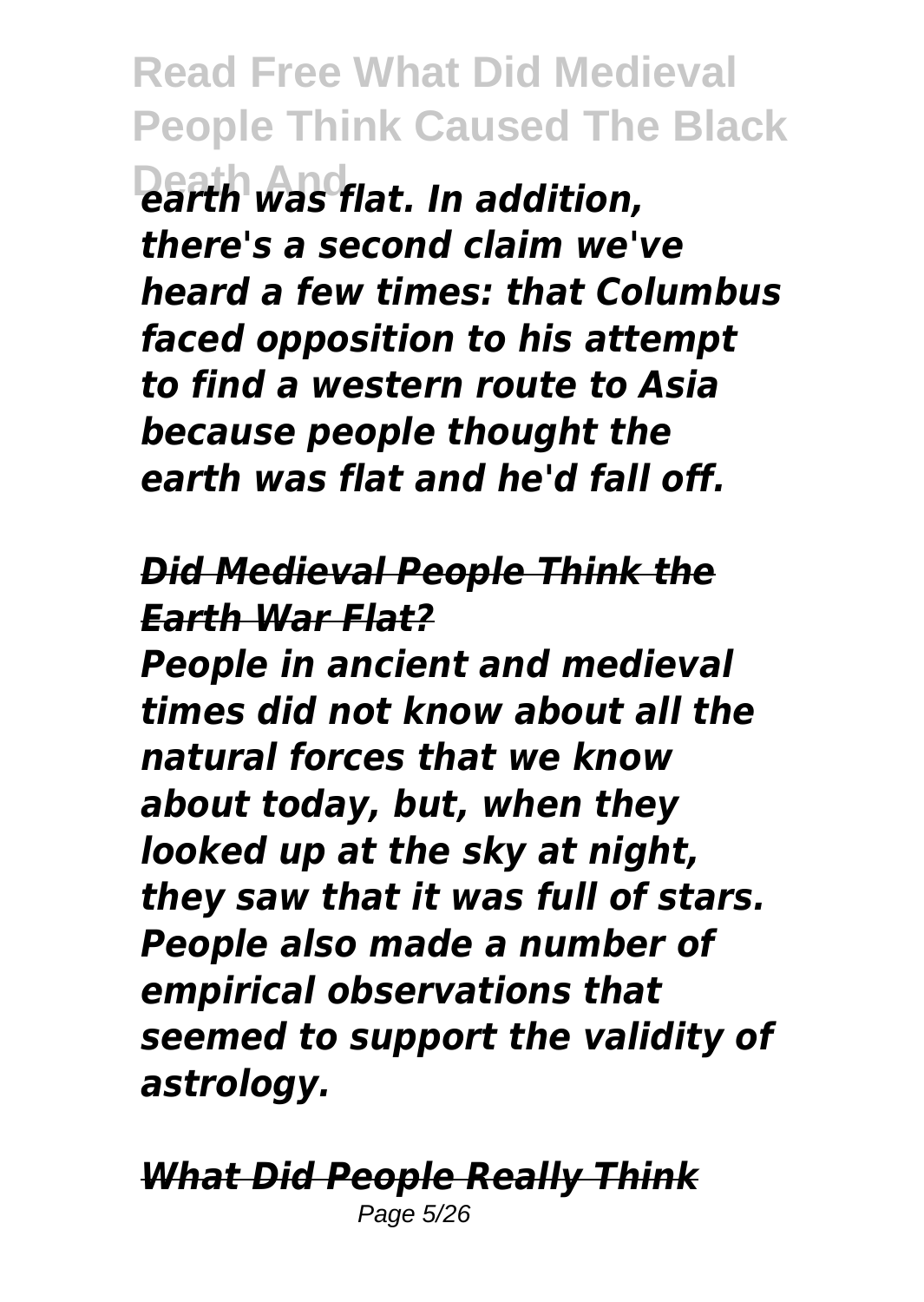*earth was flat. In addition, there's a second claim we've heard a few times: that Columbus faced opposition to his attempt to find a western route to Asia because people thought the earth was flat and he'd fall off.*

***Did Medieval People Think the Earth War Flat?***

*People in ancient and medieval times did not know about all the natural forces that we know about today, but, when they looked up at the sky at night, they saw that it was full of stars. People also made a number of empirical observations that seemed to support the validity of astrology.*

***What Did People Really Think***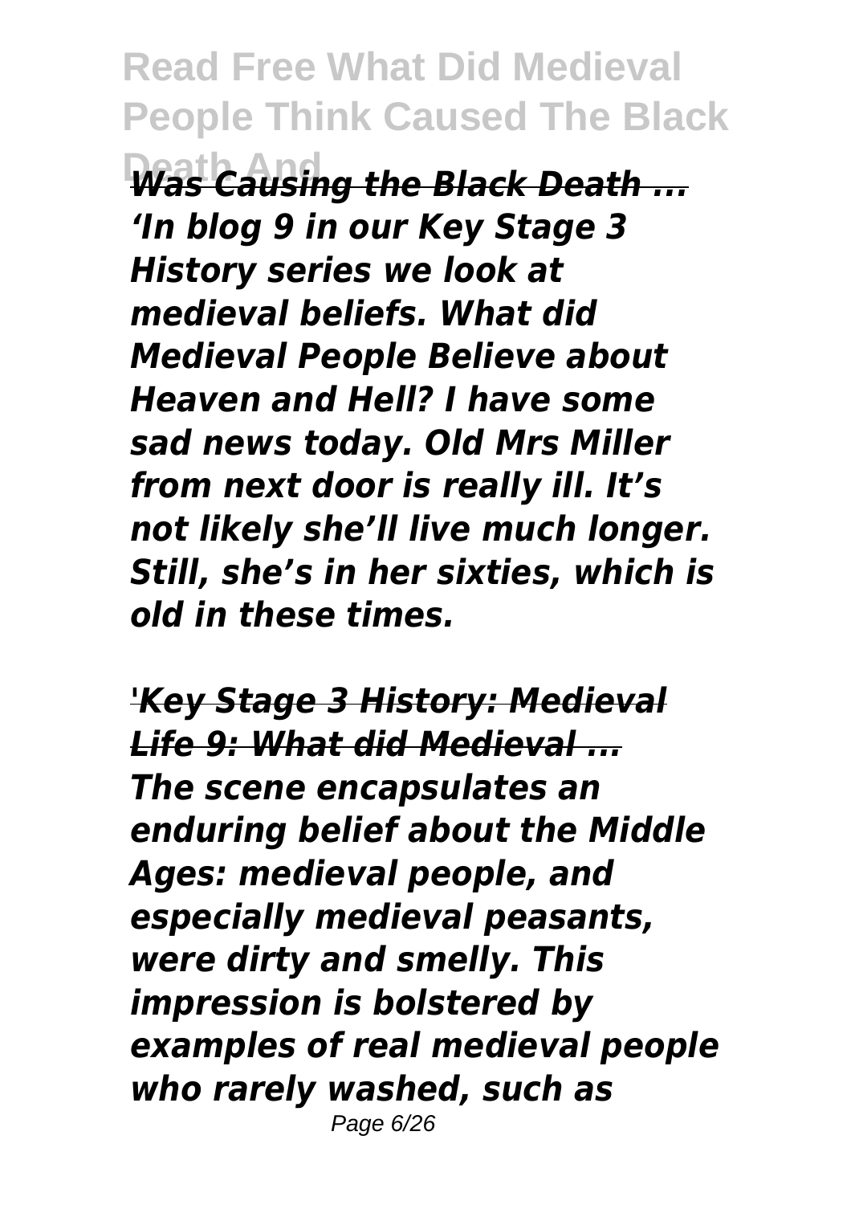***Was Causing the Black Death ...***

***'In blog 9 in our Key Stage 3 History series we look at medieval beliefs. What did Medieval People Believe about Heaven and Hell? I have some sad news today. Old Mrs Miller from next door is really ill. It's not likely she'll live much longer. Still, she's in her sixties, which is old in these times.***

***'Key Stage 3 History: Medieval Life 9: What did Medieval ...***

***The scene encapsulates an enduring belief about the Middle Ages: medieval people, and especially medieval peasants, were dirty and smelly. This impression is bolstered by examples of real medieval people who rarely washed, such as***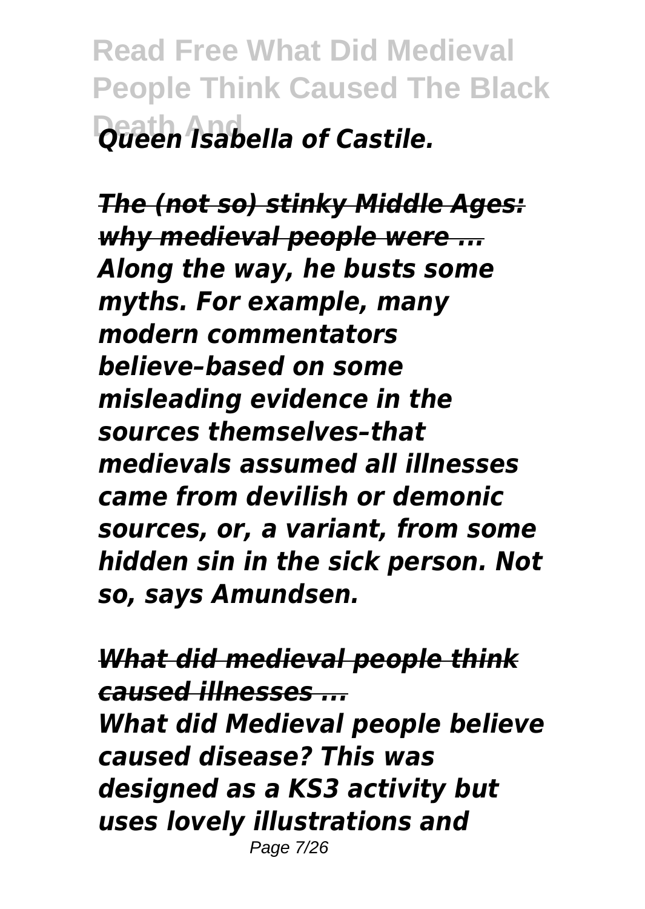*Queen Isabella of Castile.*

***The (not so) stinky Middle Ages: why medieval people were ...***

***Along the way, he busts some myths. For example, many modern commentators believe–based on some misleading evidence in the sources themselves–that medievals assumed all illnesses came from devilish or demonic sources, or, a variant, from some hidden sin in the sick person. Not so, says Amundsen.***

***What did medieval people think caused illnesses ...***

***What did Medieval people believe caused disease? This was designed as a KS3 activity but uses lovely illustrations and***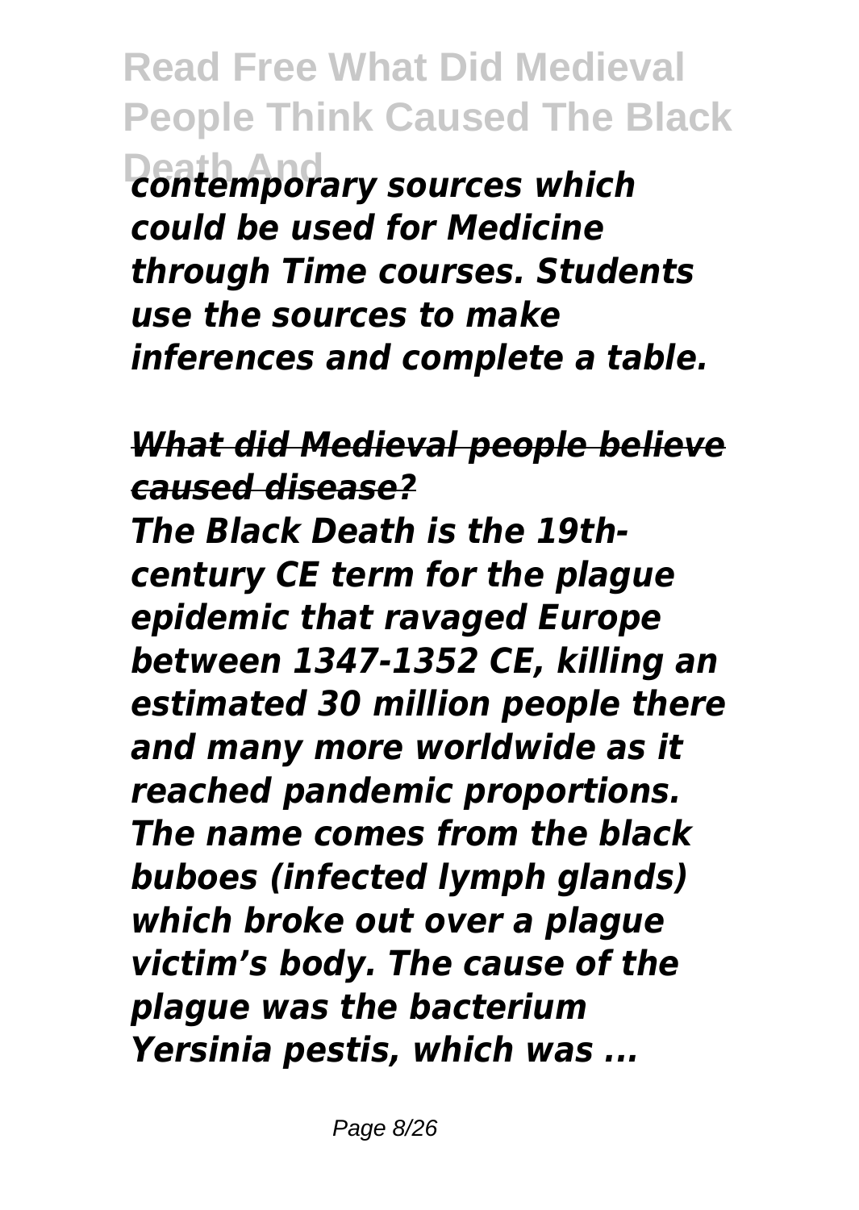*contemporary sources which could be used for Medicine through Time courses. Students use the sources to make inferences and complete a table.*

***What did Medieval people believe caused disease?***

***The Black Death is the 19th-century CE term for the plague epidemic that ravaged Europe between 1347-1352 CE, killing an estimated 30 million people there and many more worldwide as it reached pandemic proportions. The name comes from the black buboes (infected lymph glands) which broke out over a plague victim's body. The cause of the plague was the bacterium Yersinia pestis, which was ...***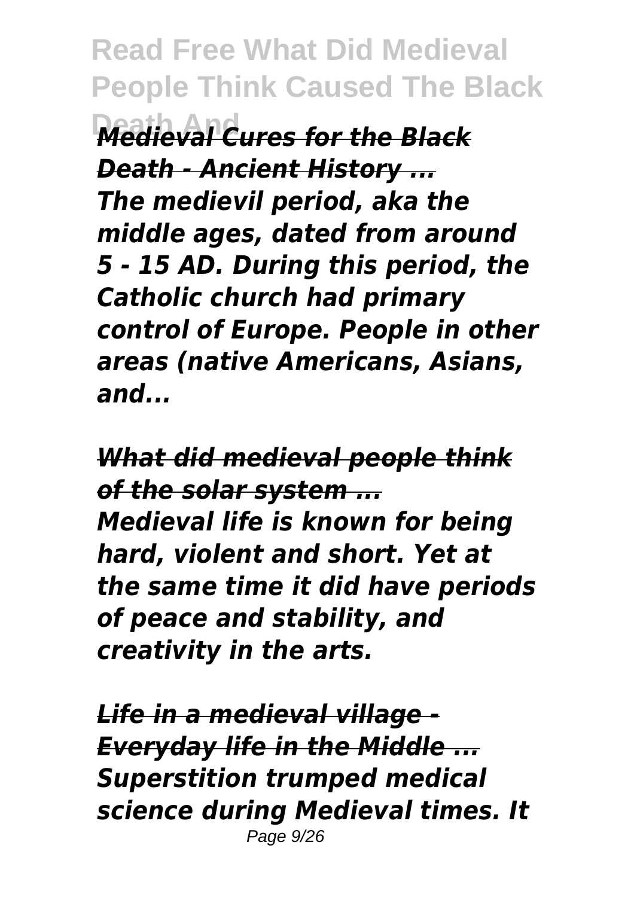***Medieval Cures for the Black Death - Ancient History ...***

***The medievil period, aka the middle ages, dated from around 5 - 15 AD. During this period, the Catholic church had primary control of Europe. People in other areas (native Americans, Asians, and...***

***What did medieval people think of the solar system ...***

***Medieval life is known for being hard, violent and short. Yet at the same time it did have periods of peace and stability, and creativity in the arts.***

***Life in a medieval village - Everyday life in the Middle ...***

***Superstition trumped medical science during Medieval times. It***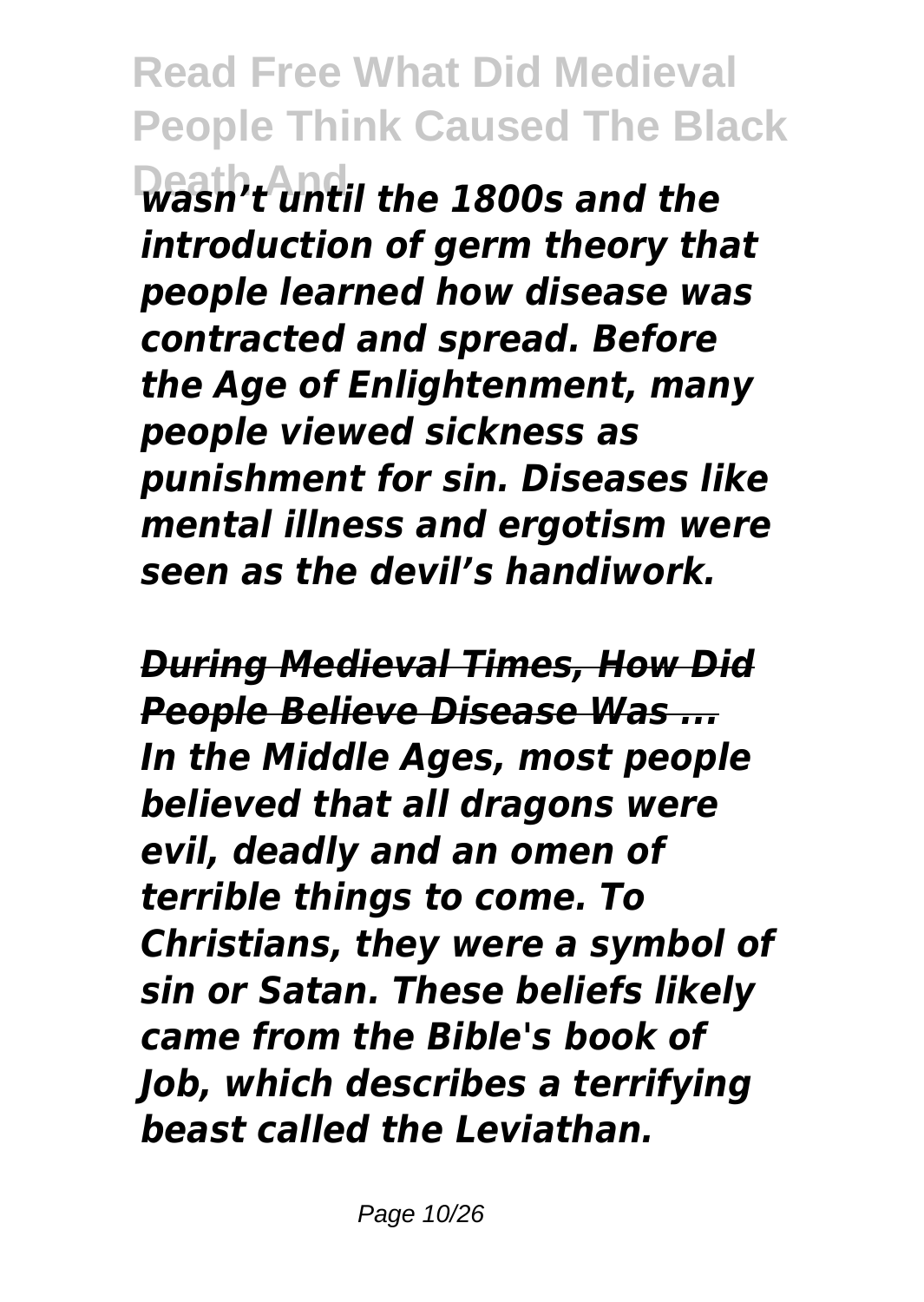*wasn't until the 1800s and the introduction of germ theory that people learned how disease was contracted and spread. Before the Age of Enlightenment, many people viewed sickness as punishment for sin. Diseases like mental illness and ergotism were seen as the devil's handiwork.*

***During Medieval Times, How Did People Believe Disease Was ...***

***In the Middle Ages, most people believed that all dragons were evil, deadly and an omen of terrible things to come. To Christians, they were a symbol of sin or Satan. These beliefs likely came from the Bible's book of Job, which describes a terrifying beast called the Leviathan.***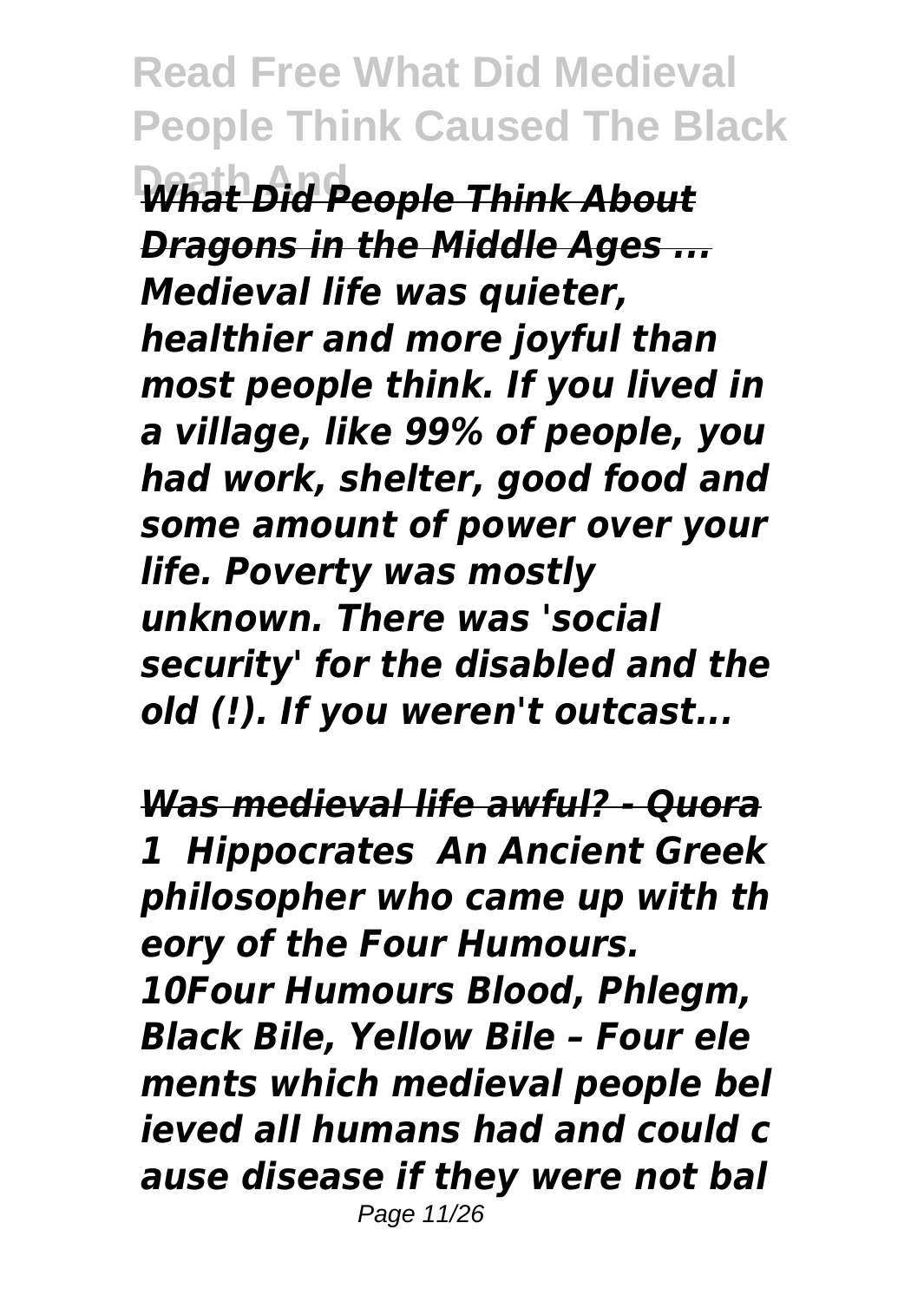***What Did People Think About Dragons in the Middle Ages ...***

***Medieval life was quieter, healthier and more joyful than most people think. If you lived in a village, like 99% of people, you had work, shelter, good food and some amount of power over your life. Poverty was mostly unknown. There was 'social security' for the disabled and the old (!). If you weren't outcast...***

***Was medieval life awful? - Quora***

***1 Hippocrates An Ancient Greek philosopher who came up with theory of the Four Humours. 10Four Humours Blood, Phlegm, Black Bile, Yellow Bile – Four elements which medieval people believed all humans had and could cause disease if they were not bal***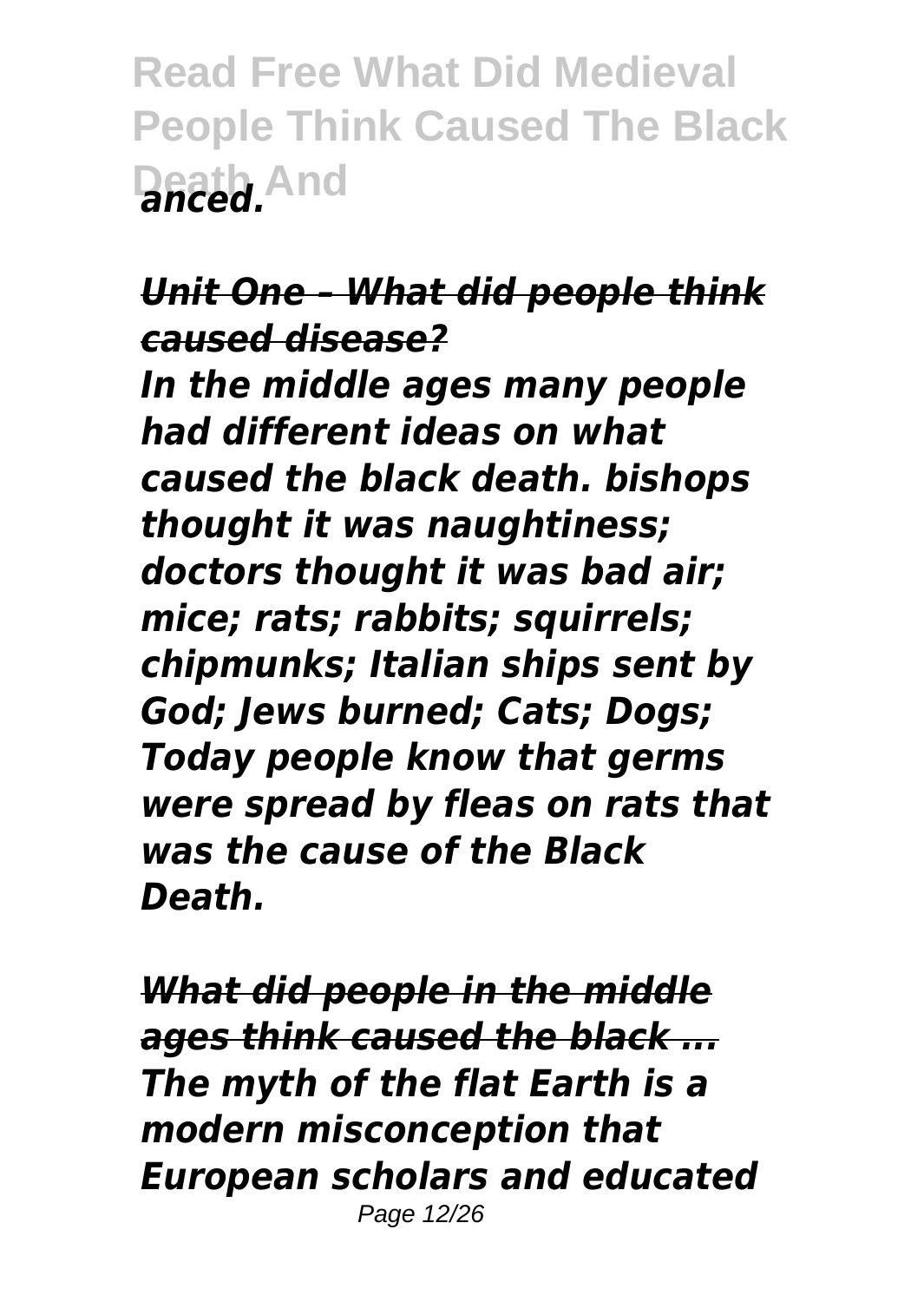*anced.*

## *Unit One – What did people think caused disease?*

*In the middle ages many people had different ideas on what caused the black death. bishops thought it was naughtiness; doctors thought it was bad air; mice; rats; rabbits; squirrels; chipmunks; Italian ships sent by God; Jews burned; Cats; Dogs; Today people know that germs were spread by fleas on rats that was the cause of the Black Death.*

## *What did people in the middle ages think caused the black ...*

*The myth of the flat Earth is a modern misconception that European scholars and educated*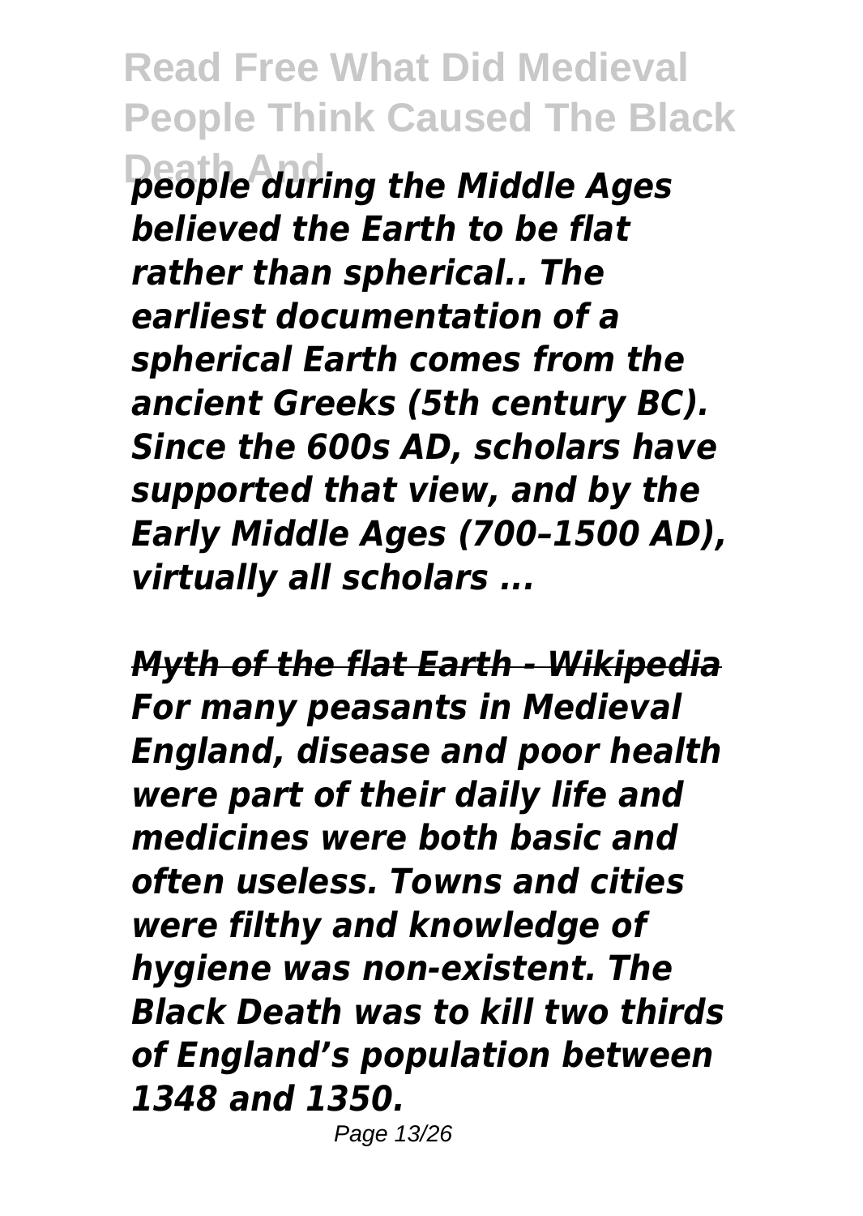*people during the Middle Ages believed the Earth to be flat rather than spherical.. The earliest documentation of a spherical Earth comes from the ancient Greeks (5th century BC). Since the 600s AD, scholars have supported that view, and by the Early Middle Ages (700–1500 AD), virtually all scholars ...*

***Myth of the flat Earth - Wikipedia***

***For many peasants in Medieval England, disease and poor health were part of their daily life and medicines were both basic and often useless. Towns and cities were filthy and knowledge of hygiene was non-existent. The Black Death was to kill two thirds of England's population between 1348 and 1350.***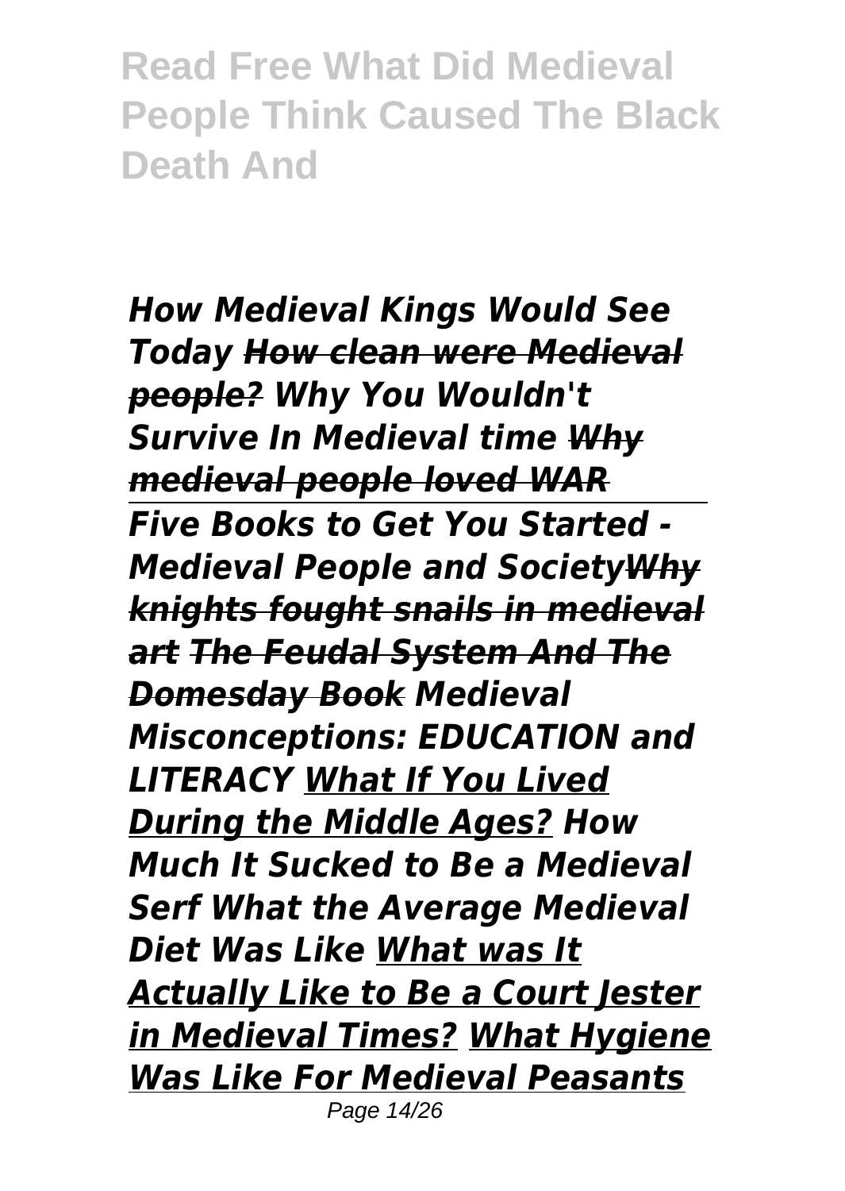***How Medieval Kings Would See Today*** ***How clean were Medieval people?*** ***Why You Wouldn't Survive In Medieval time*** ***Why medieval people loved WAR***

***Five Books to Get You Started - Medieval People and Society******Why knights fought snails in medieval art*** ***The Feudal System And The Domesday Book*** ***Medieval Misconceptions: EDUCATION and LITERACY*** ***What If You Lived During the Middle Ages?*** ***How Much It Sucked to Be a Medieval Serf*** ***What the Average Medieval Diet Was Like*** ***What was It Actually Like to Be a Court Jester in Medieval Times?*** ***What Hygiene Was Like For Medieval Peasants***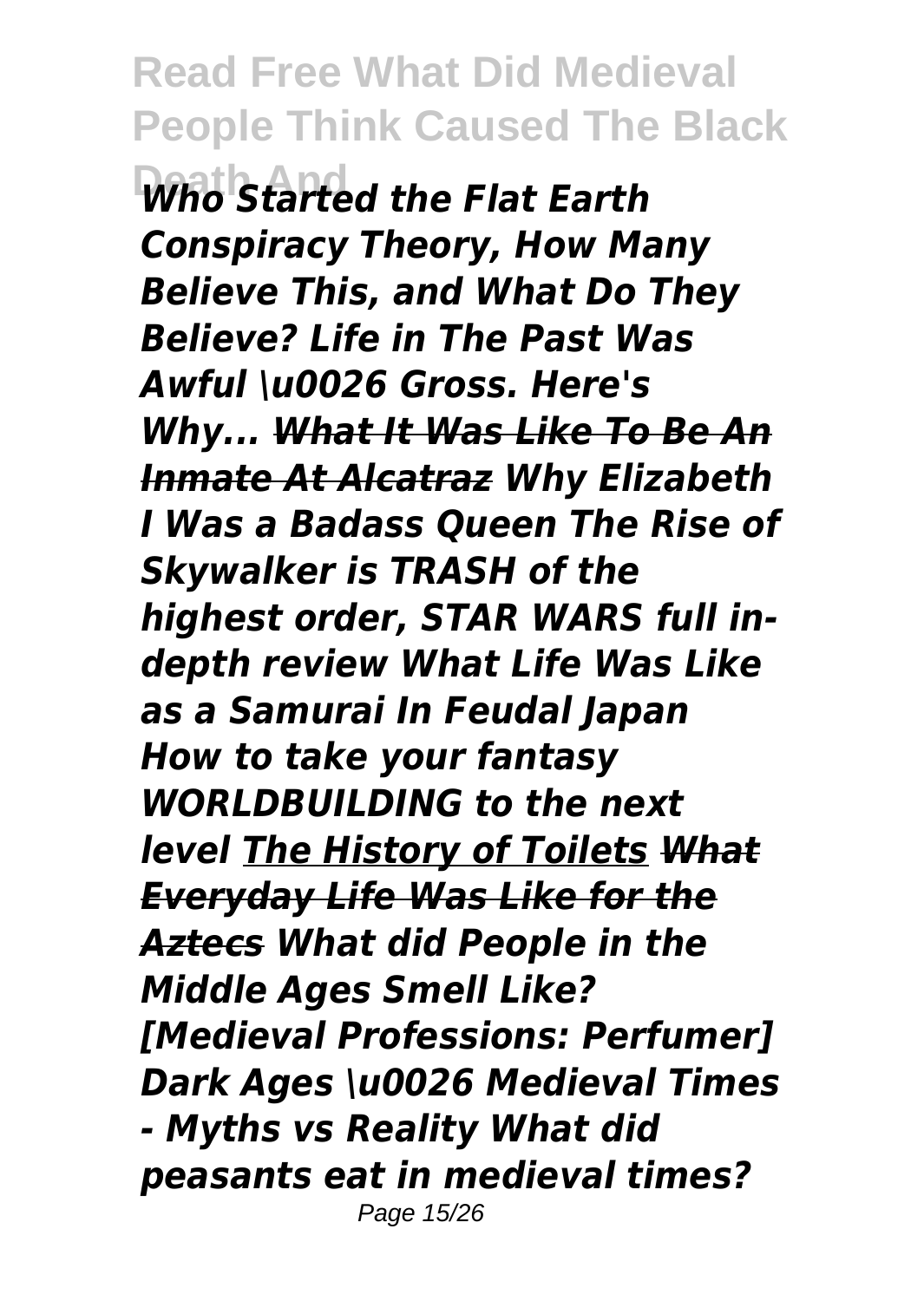***Who Started the Flat Earth Conspiracy Theory, How Many Believe This, and What Do They Believe? Life in The Past Was Awful \u0026 Gross. Here's Why... ~~What It Was Like To Be An Inmate At Alcatraz~~ Why Elizabeth I Was a Badass Queen The Rise of Skywalker is TRASH of the highest order, STAR WARS full in-depth review What Life Was Like as a Samurai In Feudal Japan How to take your fantasy WORLDBUILDING to the next level <u>The History of Toilets</u> ~~What Everyday Life Was Like for the Aztecs~~ What did People in the Middle Ages Smell Like? [Medieval Professions: Perfumer] Dark Ages \u0026 Medieval Times - Myths vs Reality What did peasants eat in medieval times?***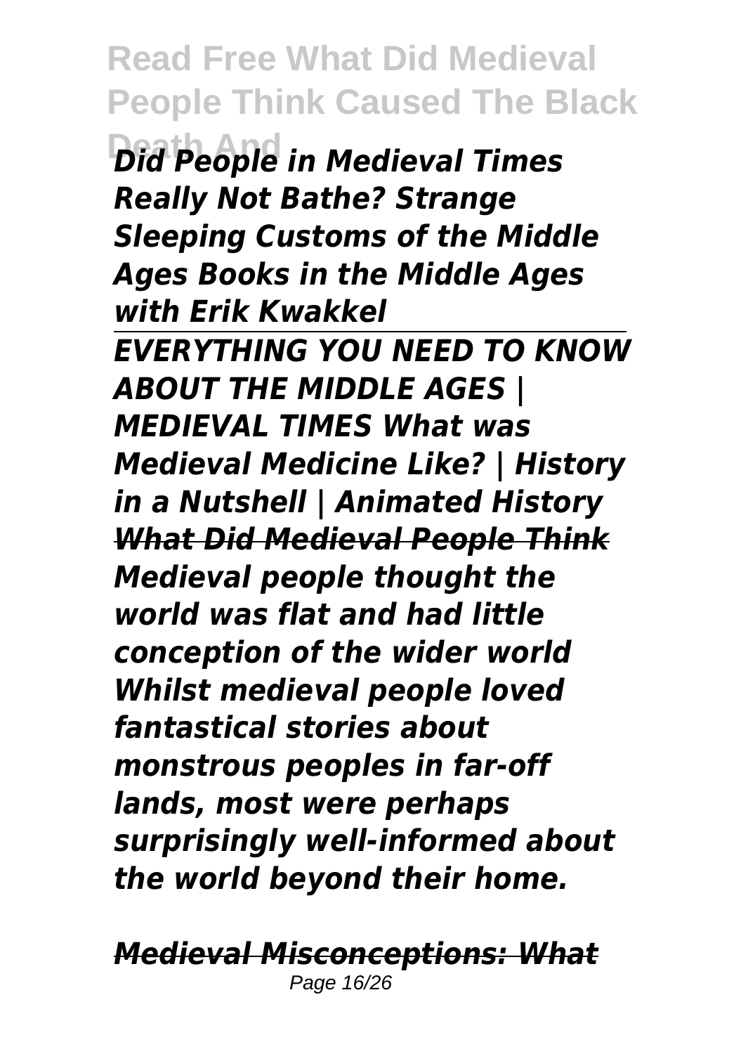*Did People in Medieval Times Really Not Bathe? Strange Sleeping Customs of the Middle Ages Books in the Middle Ages with Erik Kwakkel*

---

*EVERYTHING YOU NEED TO KNOW ABOUT THE MIDDLE AGES | MEDIEVAL TIMES What was Medieval Medicine Like? | History in a Nutshell | Animated History*

***What Did Medieval People Think***

*Medieval people thought the world was flat and had little conception of the wider world Whilst medieval people loved fantastical stories about monstrous peoples in far-off lands, most were perhaps surprisingly well-informed about the world beyond their home.*

***Medieval Misconceptions: What***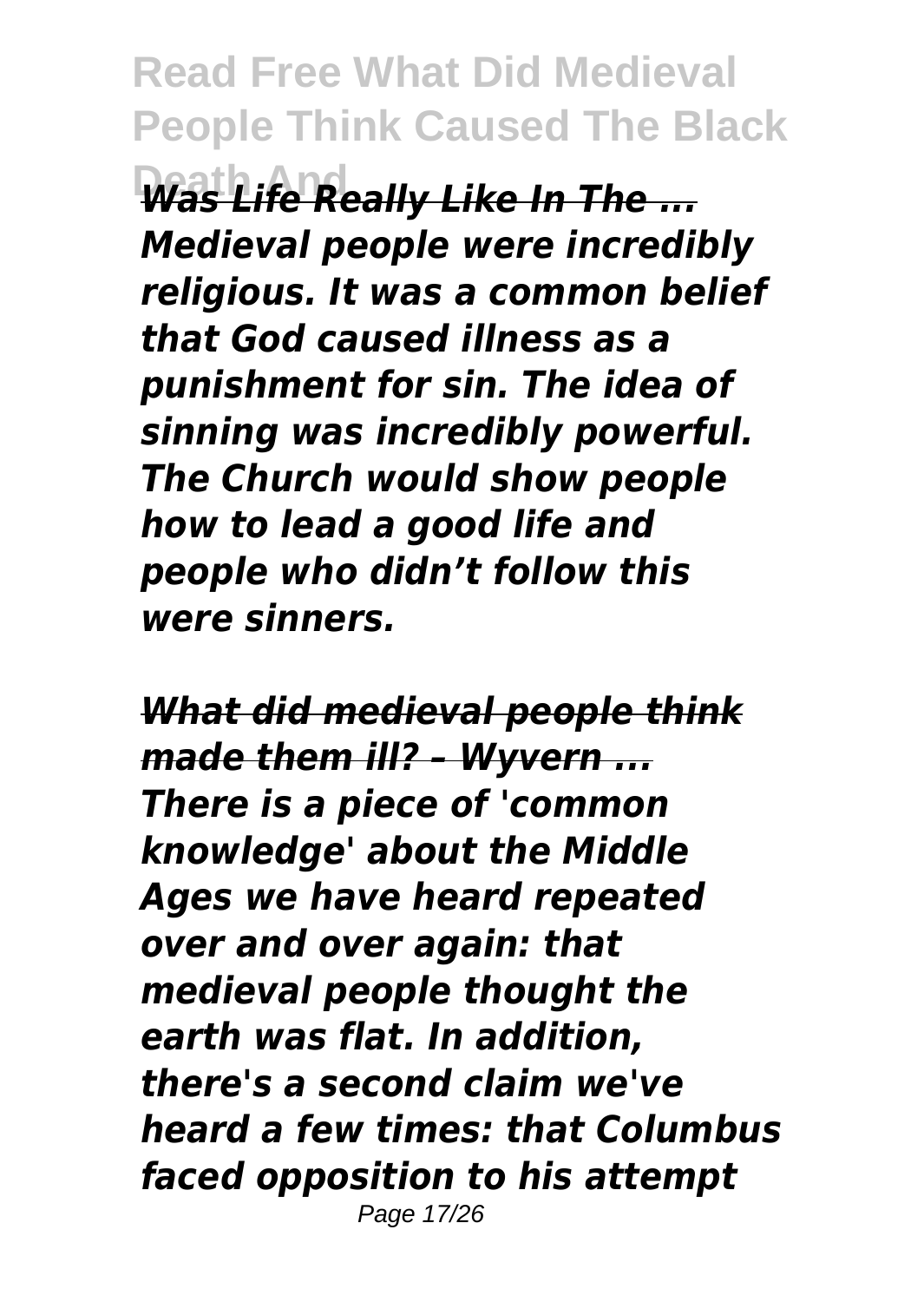***Was Life Really Like In The ...***

***Medieval people were incredibly religious. It was a common belief that God caused illness as a punishment for sin. The idea of sinning was incredibly powerful. The Church would show people how to lead a good life and people who didn't follow this were sinners.***

***What did medieval people think made them ill? – Wyvern ...***

***There is a piece of 'common knowledge' about the Middle Ages we have heard repeated over and over again: that medieval people thought the earth was flat. In addition, there's a second claim we've heard a few times: that Columbus faced opposition to his attempt***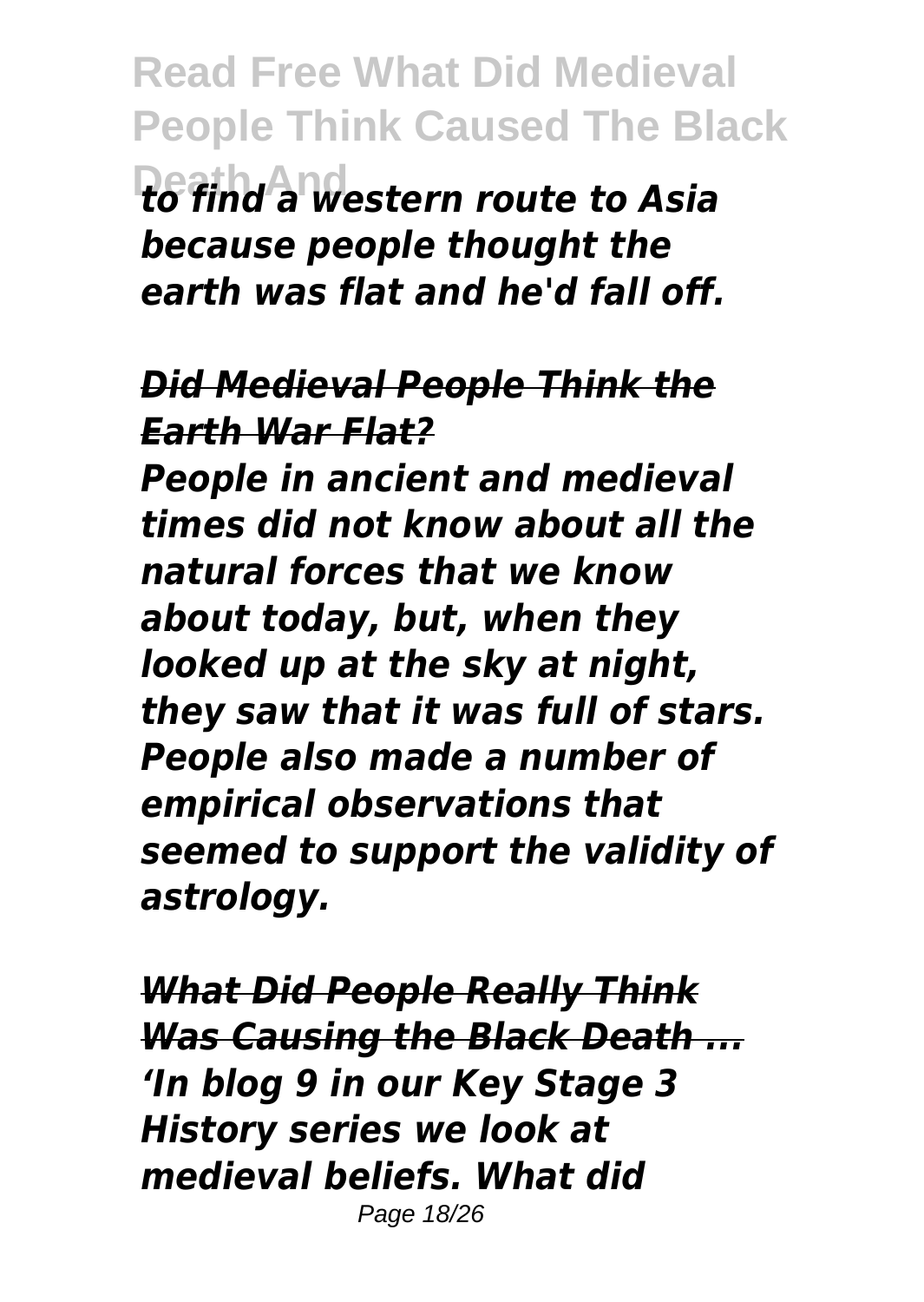*to find a western route to Asia because people thought the earth was flat and he'd fall off.*

## *Did Medieval People Think the Earth War Flat?*

*People in ancient and medieval times did not know about all the natural forces that we know about today, but, when they looked up at the sky at night, they saw that it was full of stars. People also made a number of empirical observations that seemed to support the validity of astrology.*

## *What Did People Really Think Was Causing the Black Death ...*

*'In blog 9 in our Key Stage 3 History series we look at medieval beliefs. What did*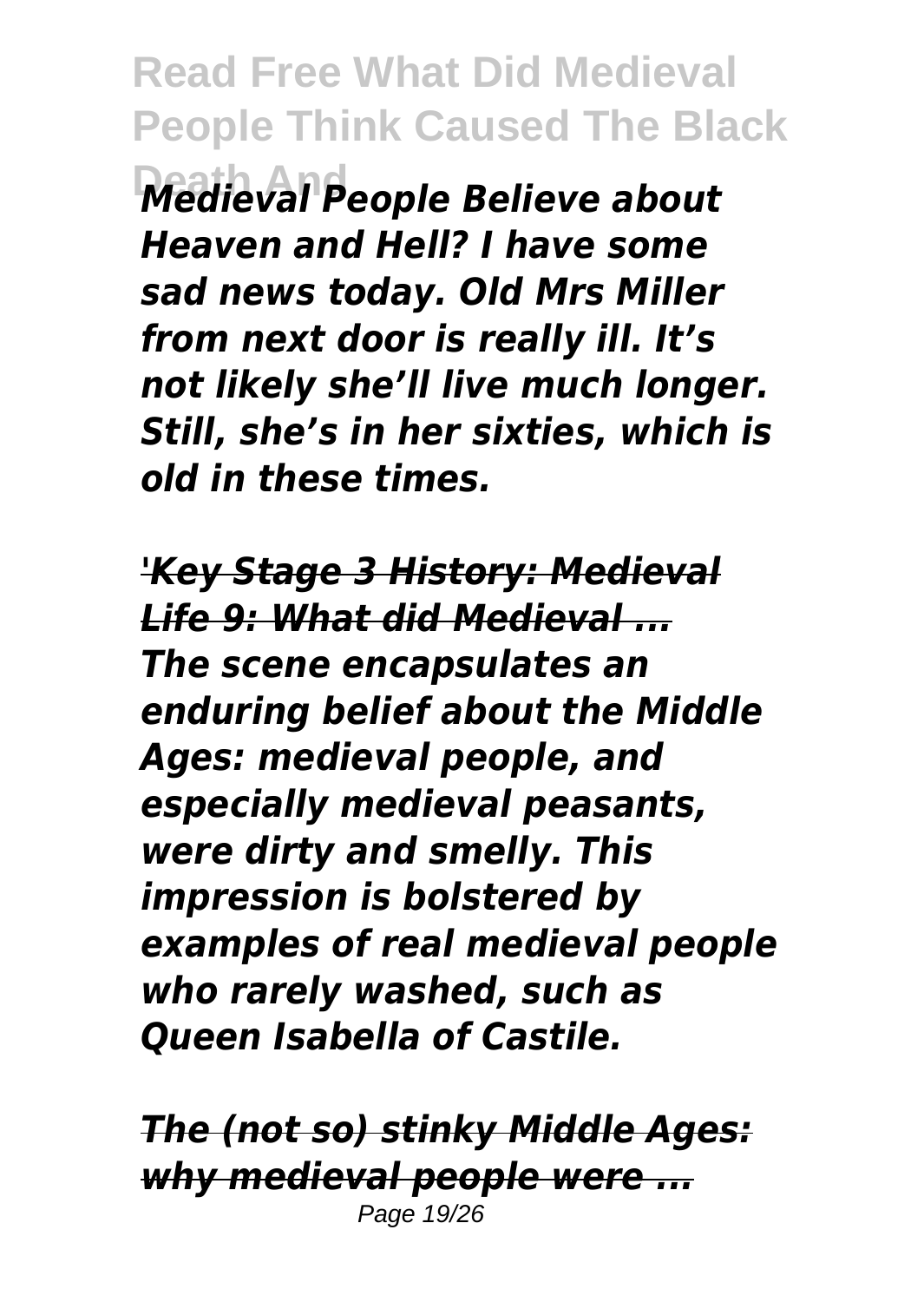*Medieval People Believe about Heaven and Hell? I have some sad news today. Old Mrs Miller from next door is really ill. It's not likely she'll live much longer. Still, she's in her sixties, which is old in these times.*

***'Key Stage 3 History: Medieval Life 9: What did Medieval ...***

***The scene encapsulates an enduring belief about the Middle Ages: medieval people, and especially medieval peasants, were dirty and smelly. This impression is bolstered by examples of real medieval people who rarely washed, such as Queen Isabella of Castile.***

***The (not so) stinky Middle Ages: why medieval people were ...***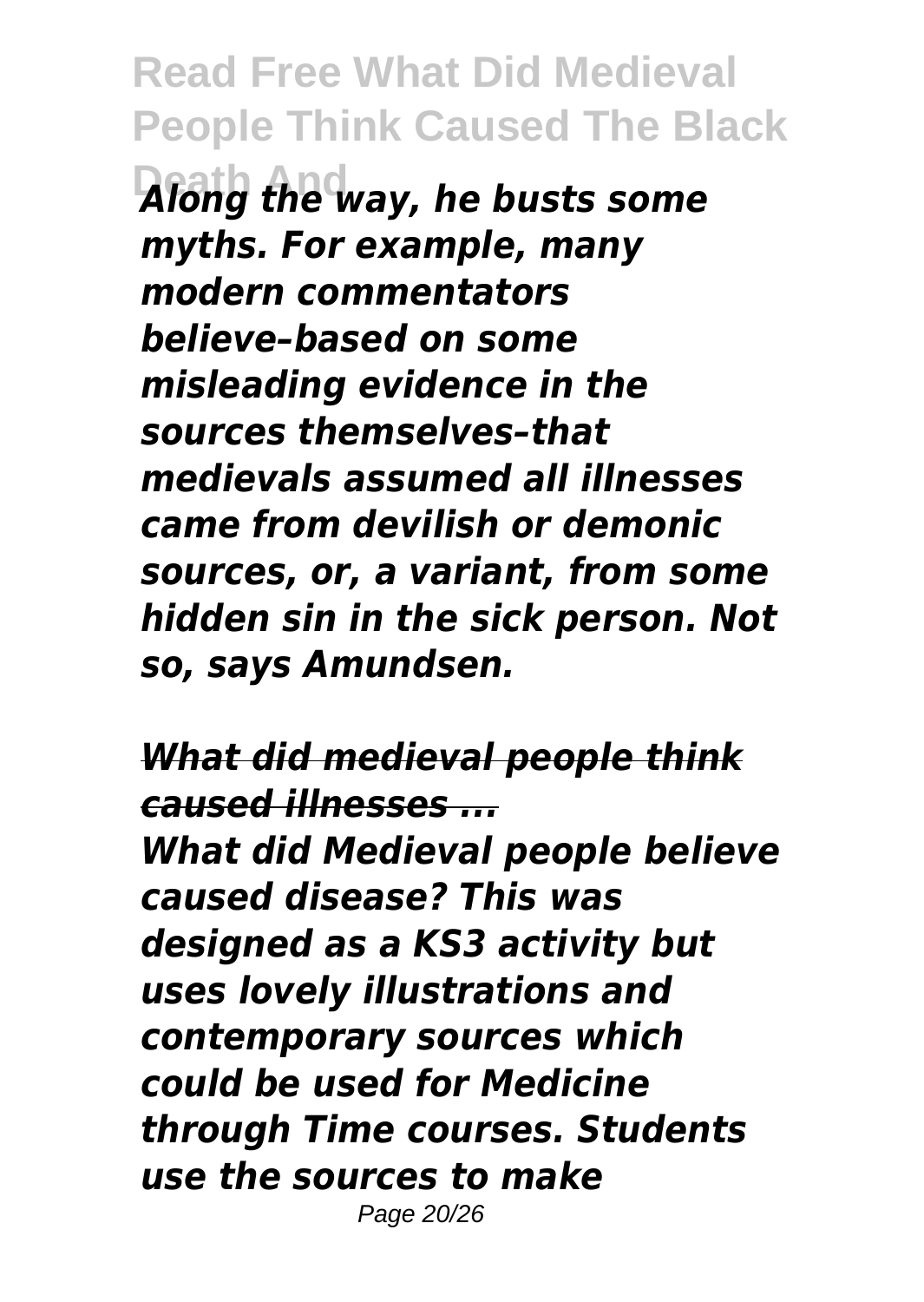*Along the way, he busts some myths. For example, many modern commentators believe–based on some misleading evidence in the sources themselves–that medievals assumed all illnesses came from devilish or demonic sources, or, a variant, from some hidden sin in the sick person. Not so, says Amundsen.*

## *What did medieval people think caused illnesses ...*

*What did Medieval people believe caused disease? This was designed as a KS3 activity but uses lovely illustrations and contemporary sources which could be used for Medicine through Time courses. Students use the sources to make*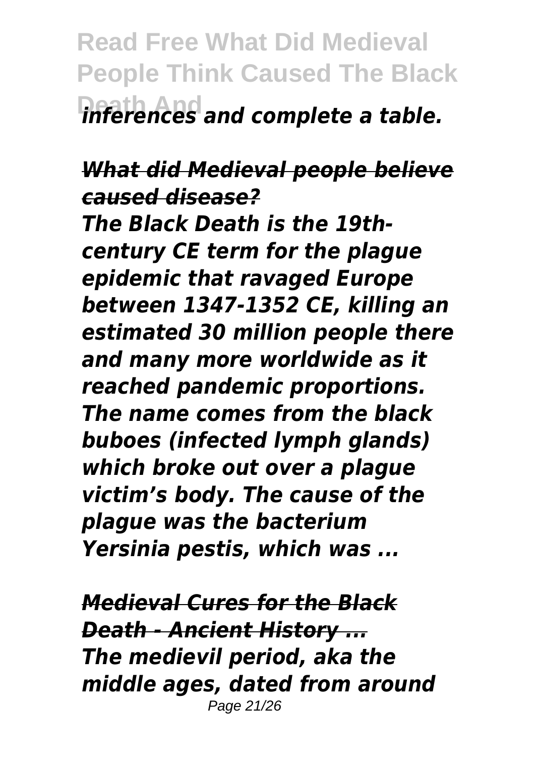*inferences and complete a table.*

***What did Medieval people believe caused disease?***

***The Black Death is the 19th-century CE term for the plague epidemic that ravaged Europe between 1347-1352 CE, killing an estimated 30 million people there and many more worldwide as it reached pandemic proportions. The name comes from the black buboes (infected lymph glands) which broke out over a plague victim's body. The cause of the plague was the bacterium Yersinia pestis, which was ...***

***Medieval Cures for the Black Death - Ancient History ...***

***The medievil period, aka the middle ages, dated from around***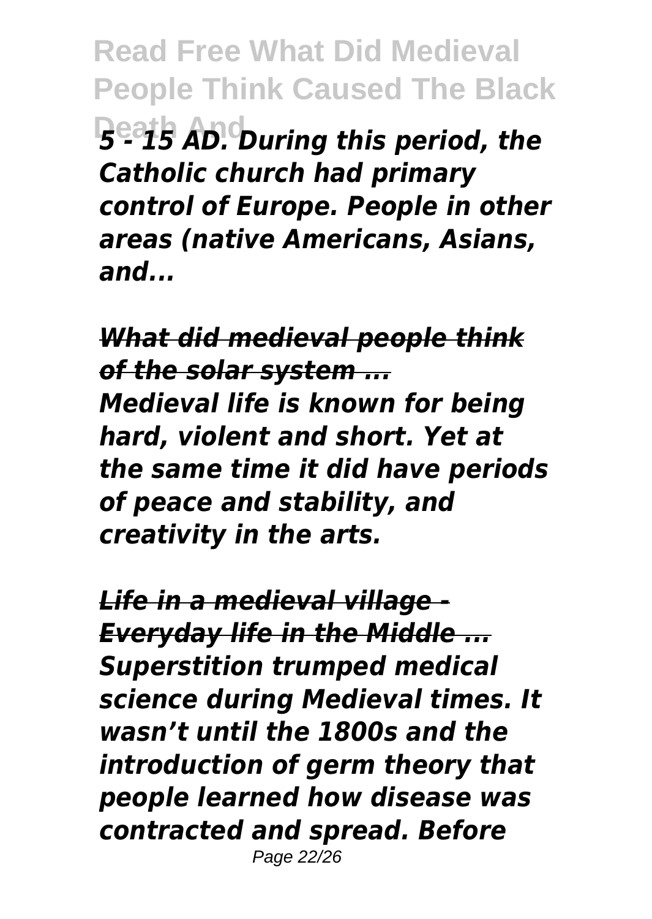*5 - 15 AD. During this period, the Catholic church had primary control of Europe. People in other areas (native Americans, Asians, and...*

***What did medieval people think of the solar system ...***

*Medieval life is known for being hard, violent and short. Yet at the same time it did have periods of peace and stability, and creativity in the arts.*

***Life in a medieval village - Everyday life in the Middle ...***

*Superstition trumped medical science during Medieval times. It wasn't until the 1800s and the introduction of germ theory that people learned how disease was contracted and spread. Before*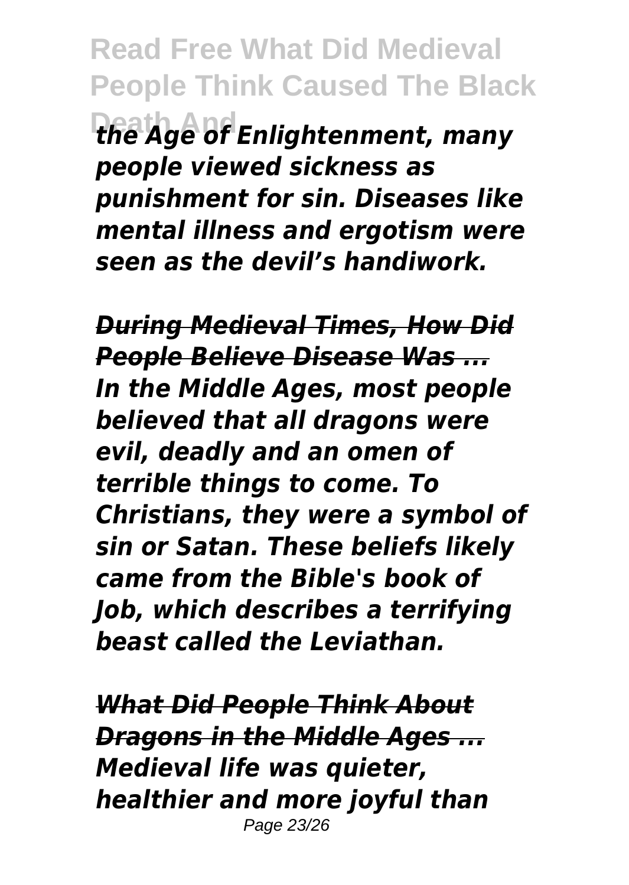*the Age of Enlightenment, many people viewed sickness as punishment for sin. Diseases like mental illness and ergotism were seen as the devil's handiwork.*

***During Medieval Times, How Did People Believe Disease Was ...***

*In the Middle Ages, most people believed that all dragons were evil, deadly and an omen of terrible things to come. To Christians, they were a symbol of sin or Satan. These beliefs likely came from the Bible's book of Job, which describes a terrifying beast called the Leviathan.*

***What Did People Think About Dragons in the Middle Ages ...***

*Medieval life was quieter, healthier and more joyful than*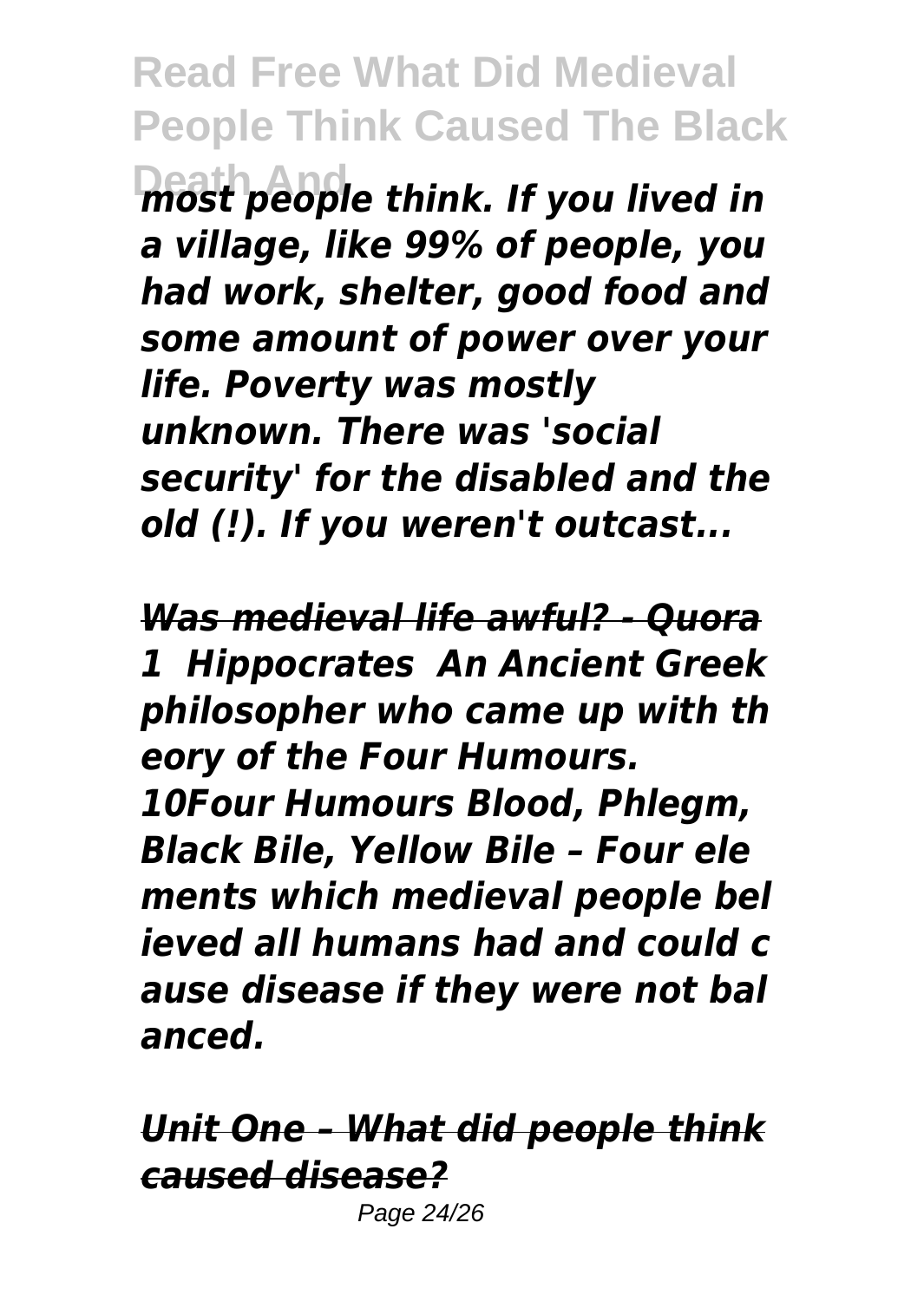*most people think. If you lived in a village, like 99% of people, you had work, shelter, good food and some amount of power over your life. Poverty was mostly unknown. There was 'social security' for the disabled and the old (!). If you weren't outcast...*

***Was medieval life awful? - Quora***

*1  Hippocrates  An Ancient Greek philosopher who came up with th eory of the Four Humours. 10Four Humours Blood, Phlegm, Black Bile, Yellow Bile – Four ele ments which medieval people bel ieved all humans had and could c ause disease if they were not bal anced.*

***Unit One – What did people think caused disease?***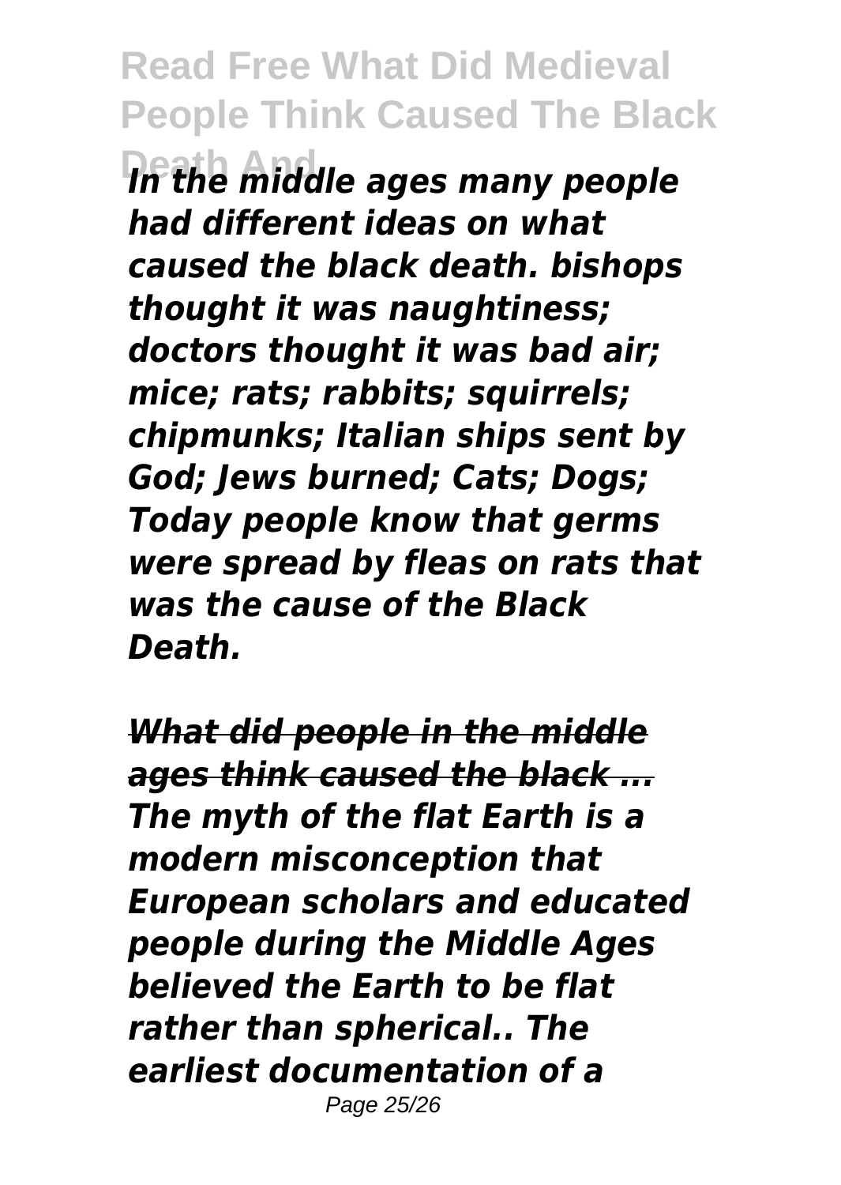*In the middle ages many people had different ideas on what caused the black death. bishops thought it was naughtiness; doctors thought it was bad air; mice; rats; rabbits; squirrels; chipmunks; Italian ships sent by God; Jews burned; Cats; Dogs; Today people know that germs were spread by fleas on rats that was the cause of the Black Death.*

***What did people in the middle ages think caused the black ...***

*The myth of the flat Earth is a modern misconception that European scholars and educated people during the Middle Ages believed the Earth to be flat rather than spherical.. The earliest documentation of a*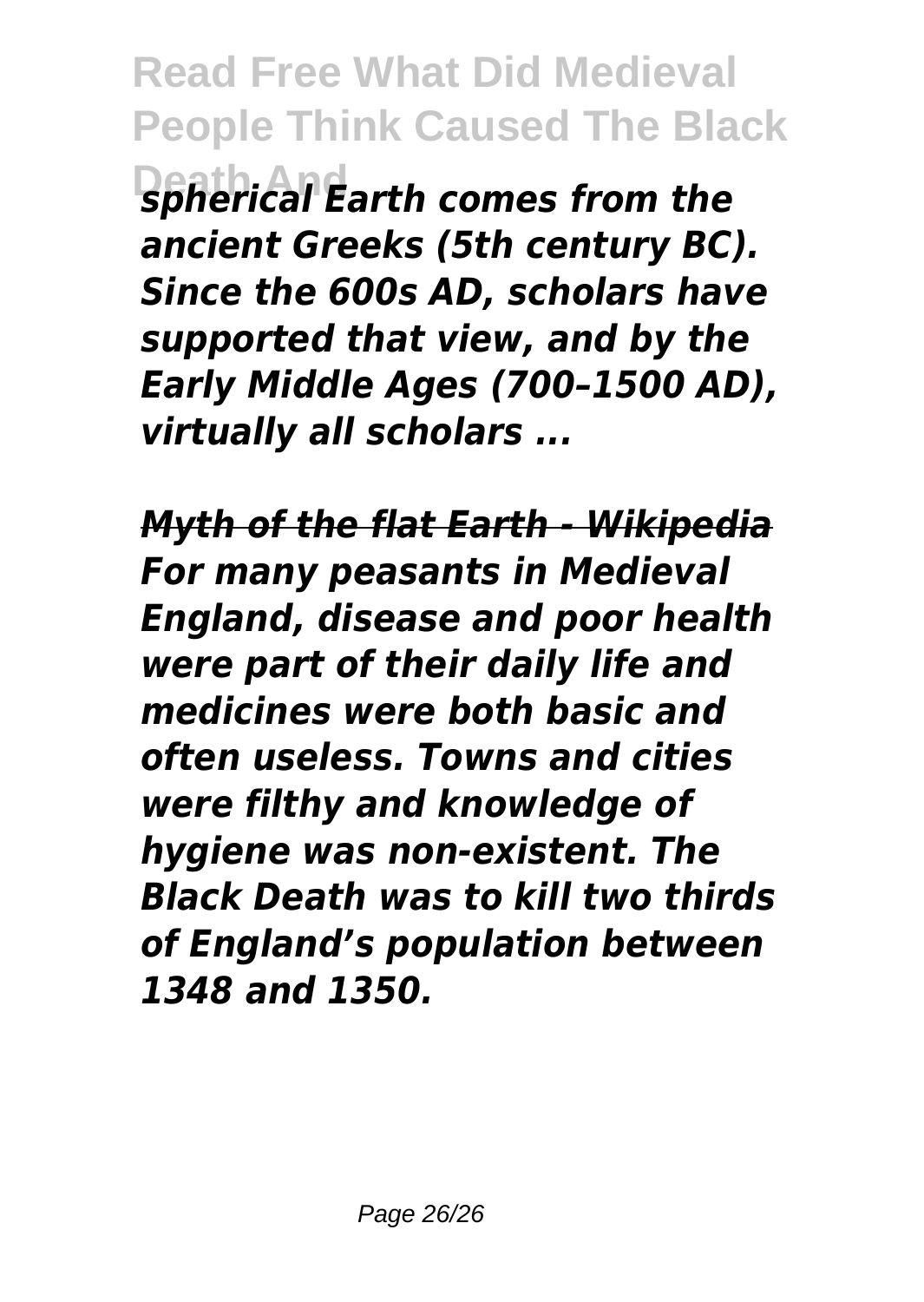*spherical Earth comes from the ancient Greeks (5th century BC). Since the 600s AD, scholars have supported that view, and by the Early Middle Ages (700–1500 AD), virtually all scholars ...*

***Myth of the flat Earth - Wikipedia***

***For many peasants in Medieval England, disease and poor health were part of their daily life and medicines were both basic and often useless. Towns and cities were filthy and knowledge of hygiene was non-existent. The Black Death was to kill two thirds of England's population between 1348 and 1350.***